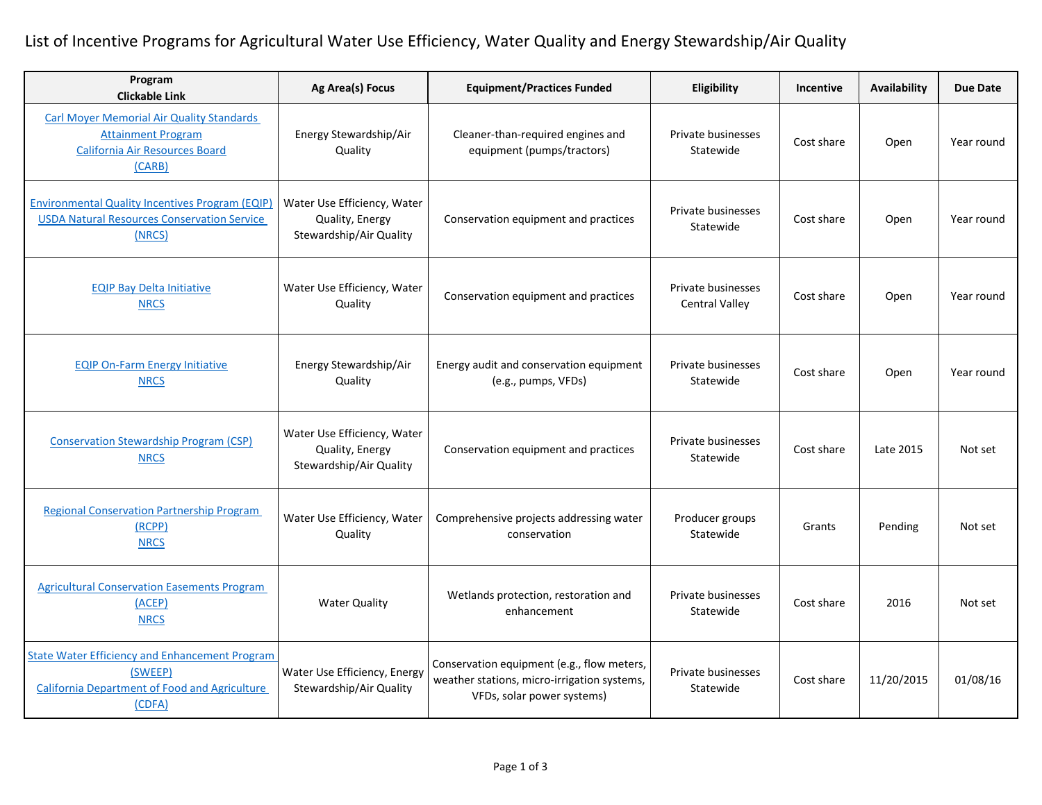# List of Incentive Programs for Agricultural Water Use Efficiency, Water Quality and Energy Stewardship/Air Quality

| Program Clickable Link | Ag Area(s) Focus | Equipment/Practices Funded | Eligibility | Incentive | Availability | Due Date |
|---|---|---|---|---|---|---|
| Carl Moyer Memorial Air Quality Standards Attainment Program California Air Resources Board (CARB) | Energy Stewardship/Air Quality | Cleaner-than-required engines and equipment (pumps/tractors) | Private businesses Statewide | Cost share | Open | Year round |
| Environmental Quality Incentives Program (EQIP) USDA Natural Resources Conservation Service (NRCS) | Water Use Efficiency, Water Quality, Energy Stewardship/Air Quality | Conservation equipment and practices | Private businesses Statewide | Cost share | Open | Year round |
| EQIP Bay Delta Initiative NRCS | Water Use Efficiency, Water Quality | Conservation equipment and practices | Private businesses Central Valley | Cost share | Open | Year round |
| EQIP On-Farm Energy Initiative NRCS | Energy Stewardship/Air Quality | Energy audit and conservation equipment (e.g., pumps, VFDs) | Private businesses Statewide | Cost share | Open | Year round |
| Conservation Stewardship Program (CSP) NRCS | Water Use Efficiency, Water Quality, Energy Stewardship/Air Quality | Conservation equipment and practices | Private businesses Statewide | Cost share | Late 2015 | Not set |
| Regional Conservation Partnership Program (RCPP) NRCS | Water Use Efficiency, Water Quality | Comprehensive projects addressing water conservation | Producer groups Statewide | Grants | Pending | Not set |
| Agricultural Conservation Easements Program (ACEP) NRCS | Water Quality | Wetlands protection, restoration and enhancement | Private businesses Statewide | Cost share | 2016 | Not set |
| State Water Efficiency and Enhancement Program (SWEEP) California Department of Food and Agriculture (CDFA) | Water Use Efficiency, Energy Stewardship/Air Quality | Conservation equipment (e.g., flow meters, weather stations, micro-irrigation systems, VFDs, solar power systems) | Private businesses Statewide | Cost share | 11/20/2015 | 01/08/16 |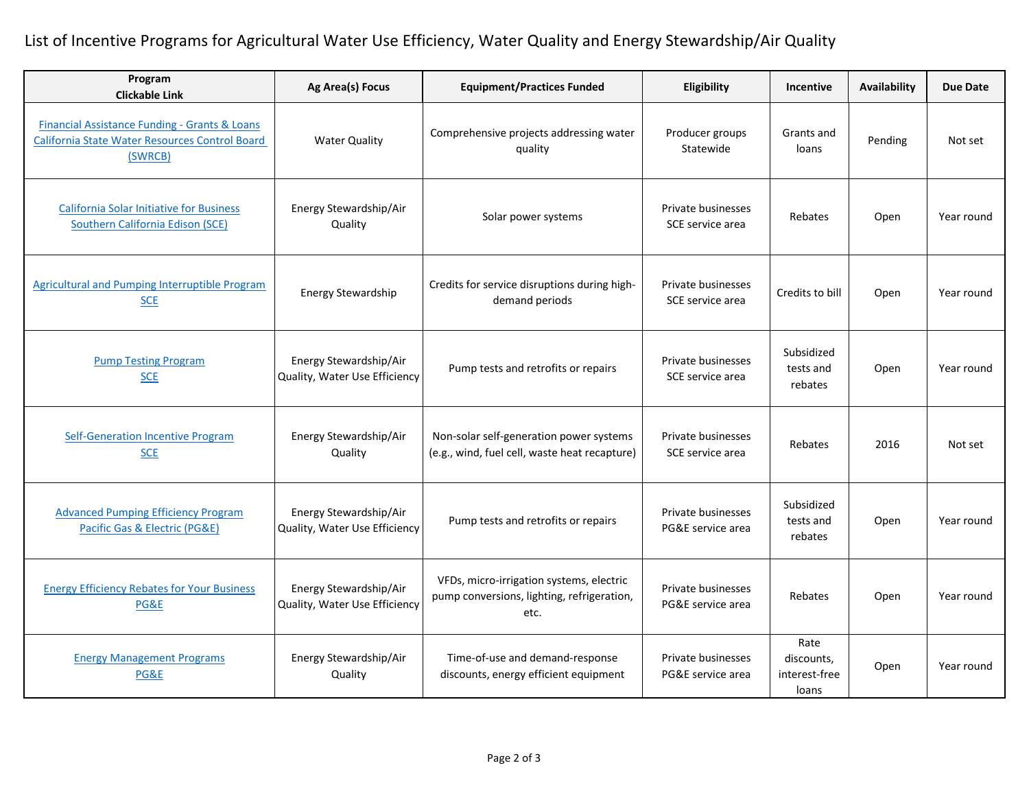# List of Incentive Programs for Agricultural Water Use Efficiency, Water Quality and Energy Stewardship/Air Quality

| Program Clickable Link | Ag Area(s) Focus | Equipment/Practices Funded | Eligibility | Incentive | Availability | Due Date |
|---|---|---|---|---|---|---|
| Financial Assistance Funding - Grants & Loans California State Water Resources Control Board (SWRCB) | Water Quality | Comprehensive projects addressing water quality | Producer groups Statewide | Grants and loans | Pending | Not set |
| California Solar Initiative for Business Southern California Edison (SCE) | Energy Stewardship/Air Quality | Solar power systems | Private businesses SCE service area | Rebates | Open | Year round |
| Agricultural and Pumping Interruptible Program SCE | Energy Stewardship | Credits for service disruptions during high-demand periods | Private businesses SCE service area | Credits to bill | Open | Year round |
| Pump Testing Program SCE | Energy Stewardship/Air Quality, Water Use Efficiency | Pump tests and retrofits or repairs | Private businesses SCE service area | Subsidized tests and rebates | Open | Year round |
| Self-Generation Incentive Program SCE | Energy Stewardship/Air Quality | Non-solar self-generation power systems (e.g., wind, fuel cell, waste heat recapture) | Private businesses SCE service area | Rebates | 2016 | Not set |
| Advanced Pumping Efficiency Program Pacific Gas & Electric (PG&E) | Energy Stewardship/Air Quality, Water Use Efficiency | Pump tests and retrofits or repairs | Private businesses PG&E service area | Subsidized tests and rebates | Open | Year round |
| Energy Efficiency Rebates for Your Business PG&E | Energy Stewardship/Air Quality, Water Use Efficiency | VFDs, micro-irrigation systems, electric pump conversions, lighting, refrigeration, etc. | Private businesses PG&E service area | Rebates | Open | Year round |
| Energy Management Programs PG&E | Energy Stewardship/Air Quality | Time-of-use and demand-response discounts, energy efficient equipment | Private businesses PG&E service area | Rate discounts, interest-free loans | Open | Year round |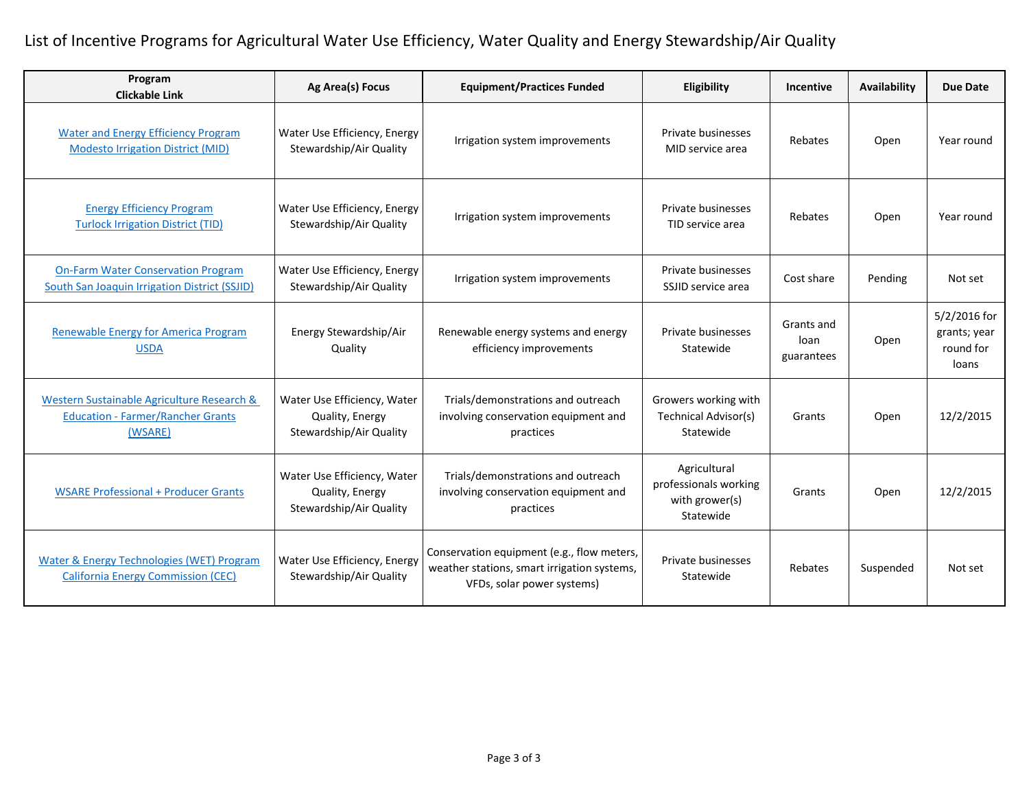# List of Incentive Programs for Agricultural Water Use Efficiency, Water Quality and Energy Stewardship/Air Quality

| Program Clickable Link | Ag Area(s) Focus | Equipment/Practices Funded | Eligibility | Incentive | Availability | Due Date |
|---|---|---|---|---|---|---|
| Water and Energy Efficiency Program Modesto Irrigation District (MID) | Water Use Efficiency, Energy Stewardship/Air Quality | Irrigation system improvements | Private businesses MID service area | Rebates | Open | Year round |
| Energy Efficiency Program Turlock Irrigation District (TID) | Water Use Efficiency, Energy Stewardship/Air Quality | Irrigation system improvements | Private businesses TID service area | Rebates | Open | Year round |
| On-Farm Water Conservation Program South San Joaquin Irrigation District (SSJID) | Water Use Efficiency, Energy Stewardship/Air Quality | Irrigation system improvements | Private businesses SSJID service area | Cost share | Pending | Not set |
| Renewable Energy for America Program USDA | Energy Stewardship/Air Quality | Renewable energy systems and energy efficiency improvements | Private businesses Statewide | Grants and loan guarantees | Open | 5/2/2016 for grants; year round for loans |
| Western Sustainable Agriculture Research & Education - Farmer/Rancher Grants (WSARE) | Water Use Efficiency, Water Quality, Energy Stewardship/Air Quality | Trials/demonstrations and outreach involving conservation equipment and practices | Growers working with Technical Advisor(s) Statewide | Grants | Open | 12/2/2015 |
| WSARE Professional + Producer Grants | Water Use Efficiency, Water Quality, Energy Stewardship/Air Quality | Trials/demonstrations and outreach involving conservation equipment and practices | Agricultural professionals working with grower(s) Statewide | Grants | Open | 12/2/2015 |
| Water & Energy Technologies (WET) Program California Energy Commission (CEC) | Water Use Efficiency, Energy Stewardship/Air Quality | Conservation equipment (e.g., flow meters, weather stations, smart irrigation systems, VFDs, solar power systems) | Private businesses Statewide | Rebates | Suspended | Not set |